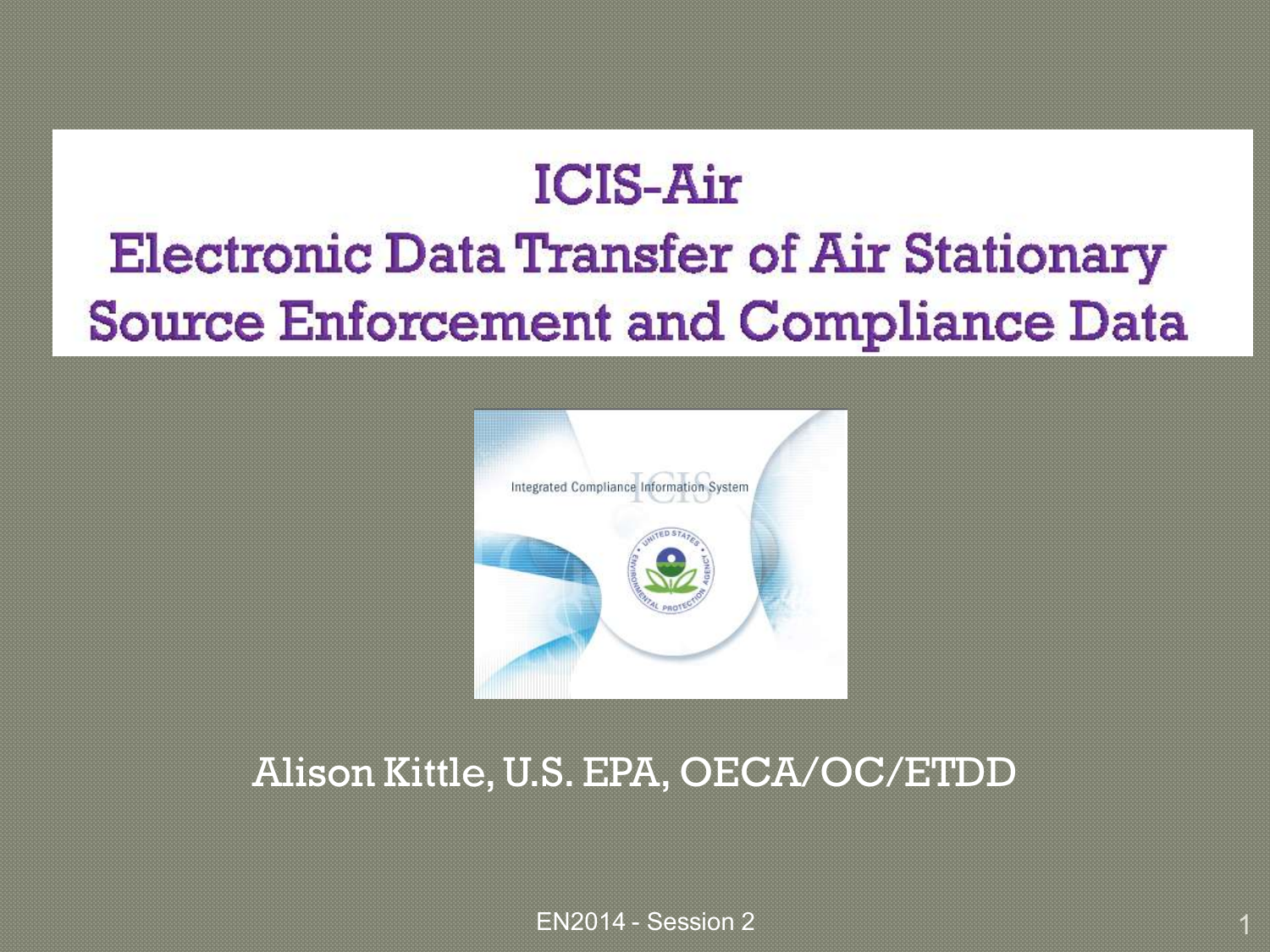# ICIS-Air

## Electronic Data Transfer of Air Stationary Source Enforcement and Compliance Data

Alison Kittle, U.S. EPA, OECA/OC/ETDD

EN2014 - Session 2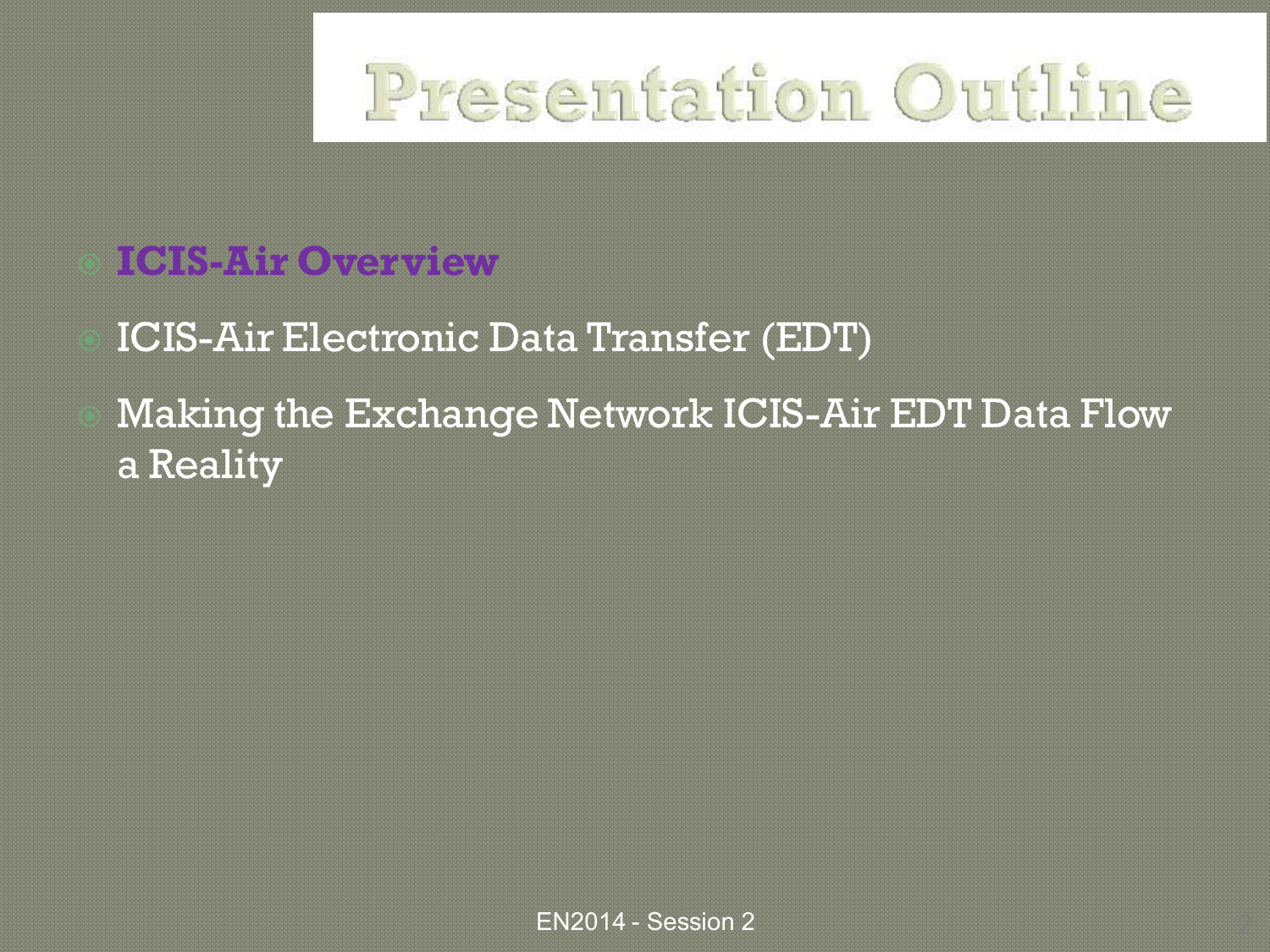# Presentation Outline

- **ICIS-Air Overview**
- ICIS-Air Electronic Data Transfer (EDT)
- Making the Exchange Network ICIS-Air EDT Data Flow a Reality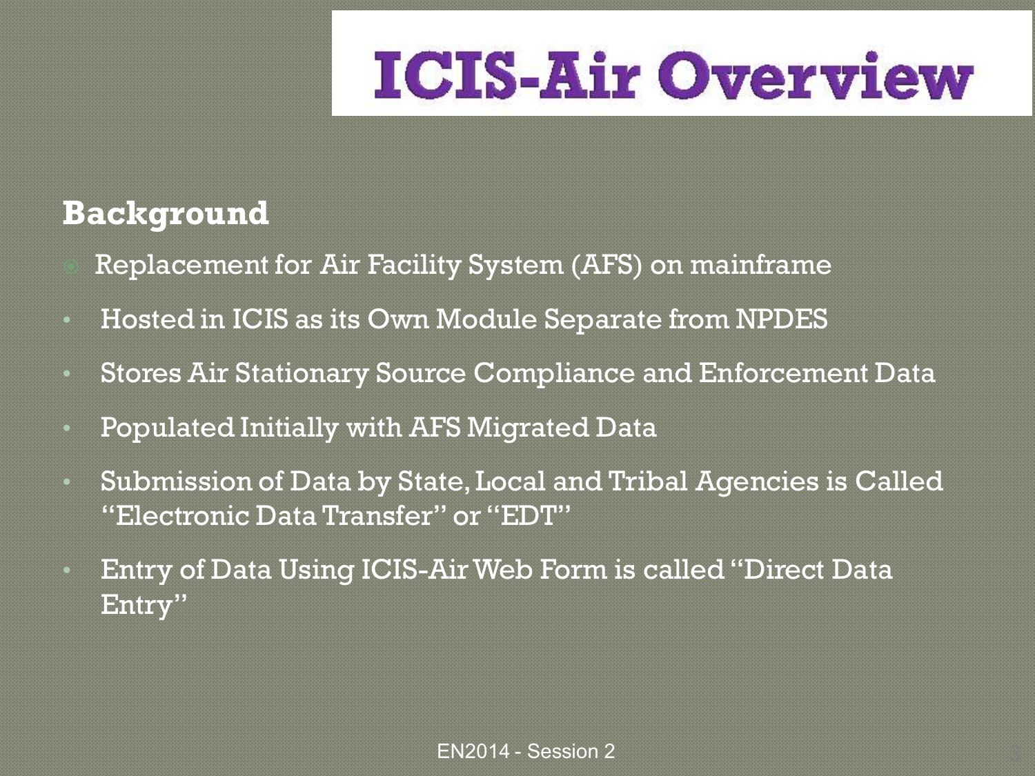# ICIS-Air Overview

## Background

- Replacement for Air Facility System (AFS) on mainframe
- Hosted in ICIS as its Own Module Separate from NPDES
- Stores Air Stationary Source Compliance and Enforcement Data
- Populated Initially with AFS Migrated Data
- Submission of Data by State, Local and Tribal Agencies is Called "Electronic Data Transfer" or "EDT"
- Entry of Data Using ICIS-Air Web Form is called "Direct Data Entry"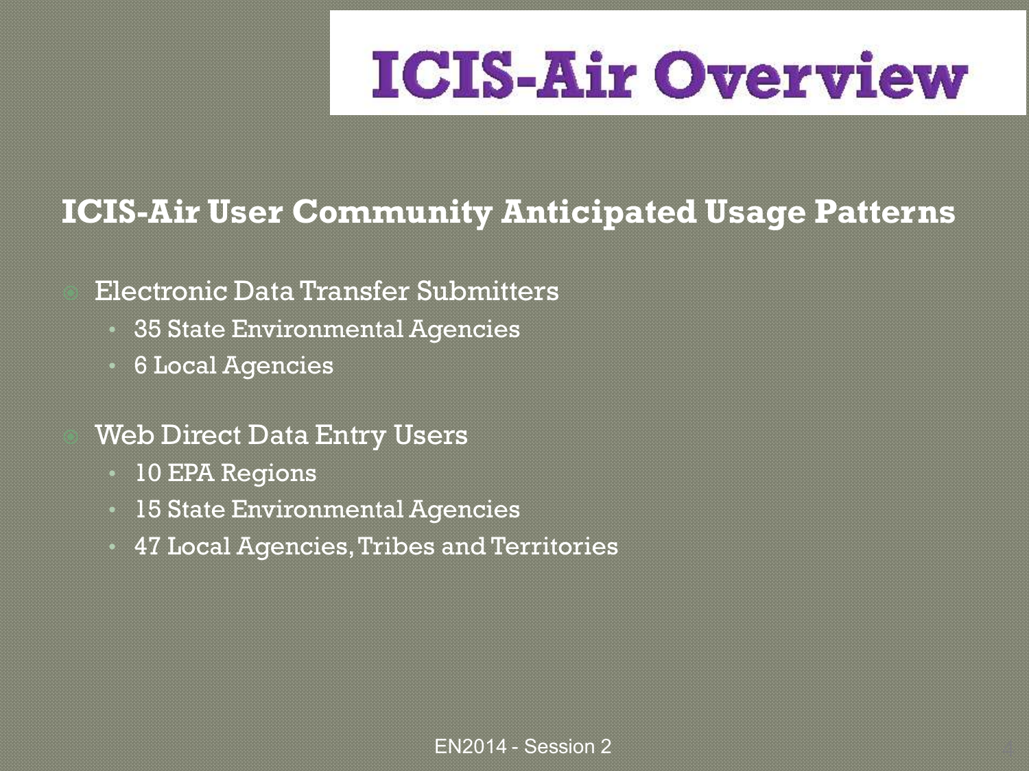# ICIS-Air Overview

## ICIS-Air User Community Anticipated Usage Patterns

- Electronic Data Transfer Submitters
  - 35 State Environmental Agencies
  - 6 Local Agencies
- Web Direct Data Entry Users
  - 10 EPA Regions
  - 15 State Environmental Agencies
  - 47 Local Agencies, Tribes and Territories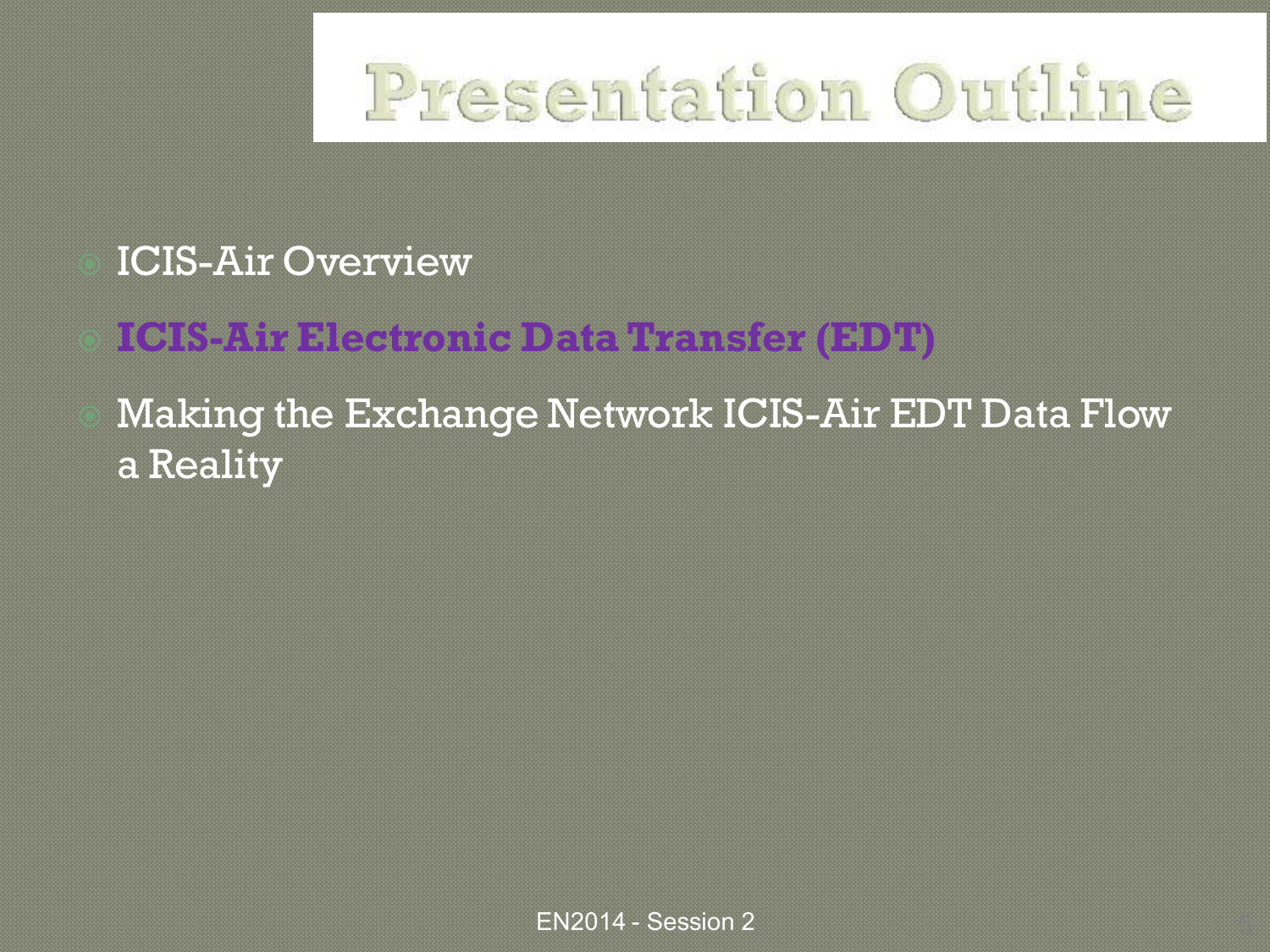# Presentation Outline

- ICIS-Air Overview
- **ICIS-Air Electronic Data Transfer (EDT)**
- Making the Exchange Network ICIS-Air EDT Data Flow a Reality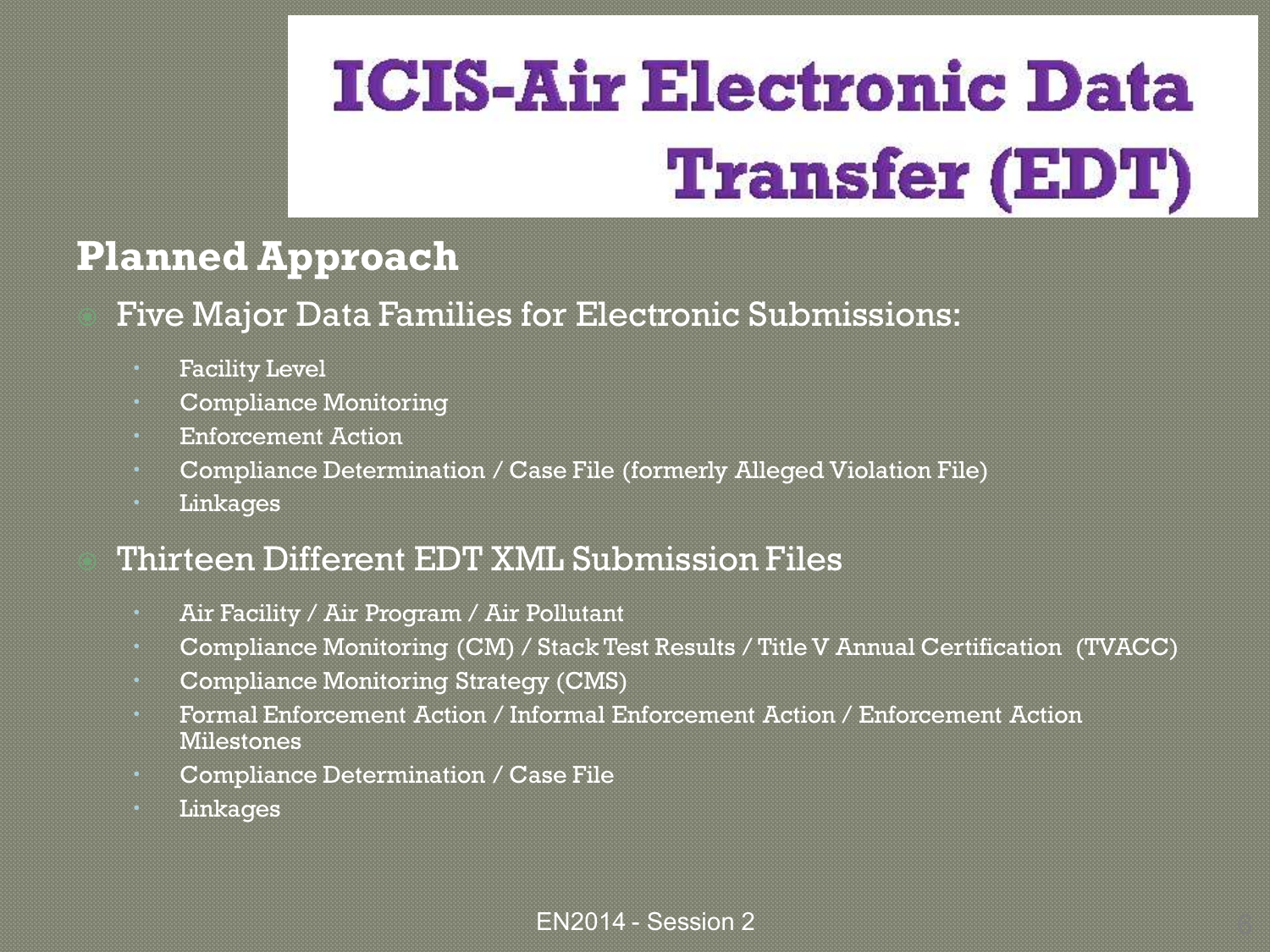# ICIS-Air Electronic Data Transfer (EDT)

## Planned Approach

- Five Major Data Families for Electronic Submissions:
  - Facility Level
  - Compliance Monitoring
  - Enforcement Action
  - Compliance Determination / Case File (formerly Alleged Violation File)
  - Linkages
- Thirteen Different EDT XML Submission Files
  - Air Facility / Air Program / Air Pollutant
  - Compliance Monitoring (CM) / Stack Test Results / Title V Annual Certification (TVACC)
  - Compliance Monitoring Strategy (CMS)
  - Formal Enforcement Action / Informal Enforcement Action / Enforcement Action Milestones
  - Compliance Determination / Case File
  - Linkages

EN2014 - Session 2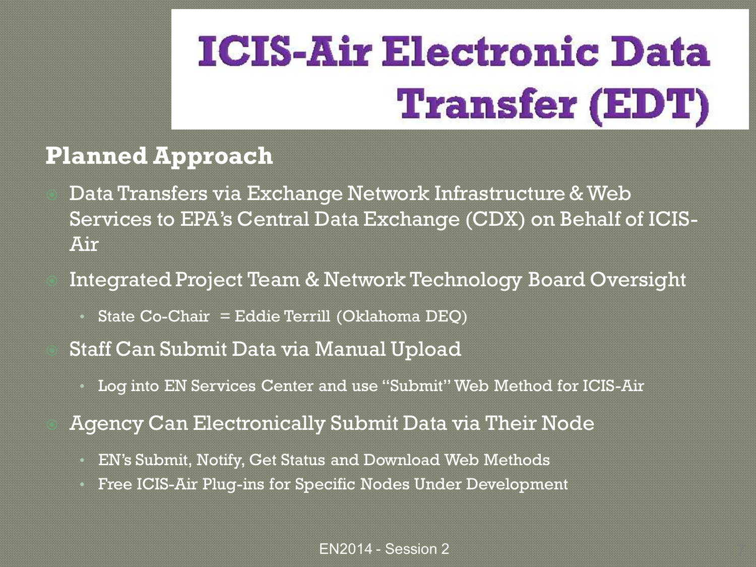# ICIS-Air Electronic Data Transfer (EDT)

## Planned Approach

- Data Transfers via Exchange Network Infrastructure & Web Services to EPA's Central Data Exchange (CDX) on Behalf of ICIS-Air
- Integrated Project Team & Network Technology Board Oversight
  - State Co-Chair = Eddie Terrill (Oklahoma DEQ)
- Staff Can Submit Data via Manual Upload
  - Log into EN Services Center and use "Submit" Web Method for ICIS-Air
- Agency Can Electronically Submit Data via Their Node
  - EN's Submit, Notify, Get Status and Download Web Methods
  - Free ICIS-Air Plug-ins for Specific Nodes Under Development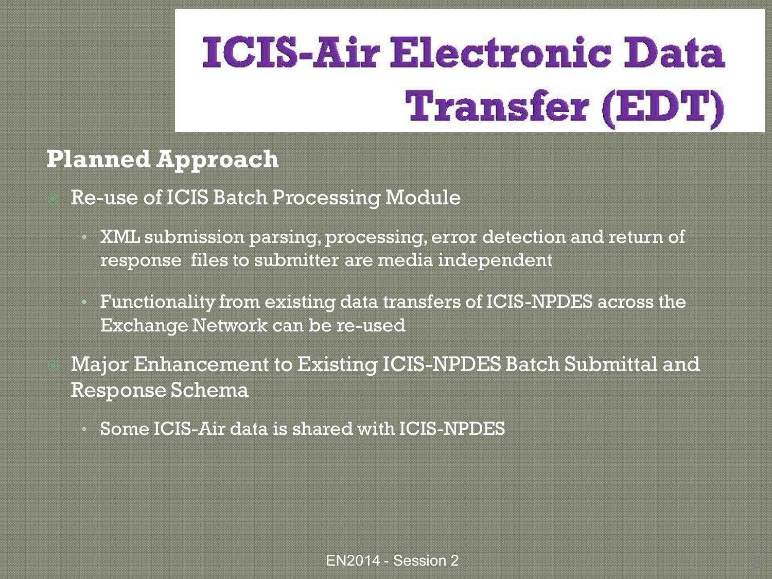# ICIS-Air Electronic Data Transfer (EDT)

## Planned Approach

- Re-use of ICIS Batch Processing Module
  - XML submission parsing, processing, error detection and return of response files to submitter are media independent
  - Functionality from existing data transfers of ICIS-NPDES across the Exchange Network can be re-used
- Major Enhancement to Existing ICIS-NPDES Batch Submittal and Response Schema
  - Some ICIS-Air data is shared with ICIS-NPDES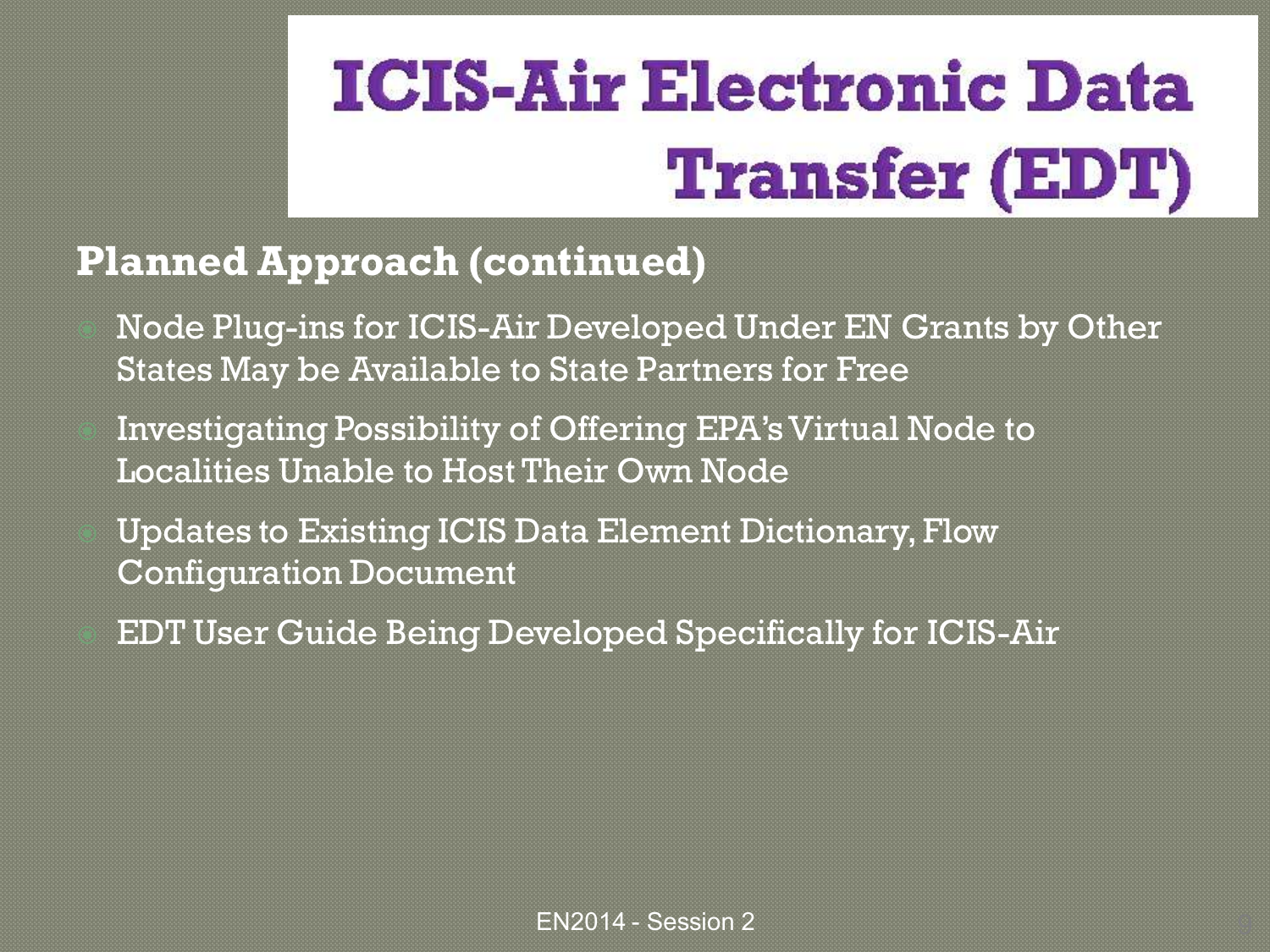# ICIS-Air Electronic Data Transfer (EDT)

## Planned Approach (continued)

- Node Plug-ins for ICIS-Air Developed Under EN Grants by Other States May be Available to State Partners for Free
- Investigating Possibility of Offering EPA's Virtual Node to Localities Unable to Host Their Own Node
- Updates to Existing ICIS Data Element Dictionary, Flow Configuration Document
- EDT User Guide Being Developed Specifically for ICIS-Air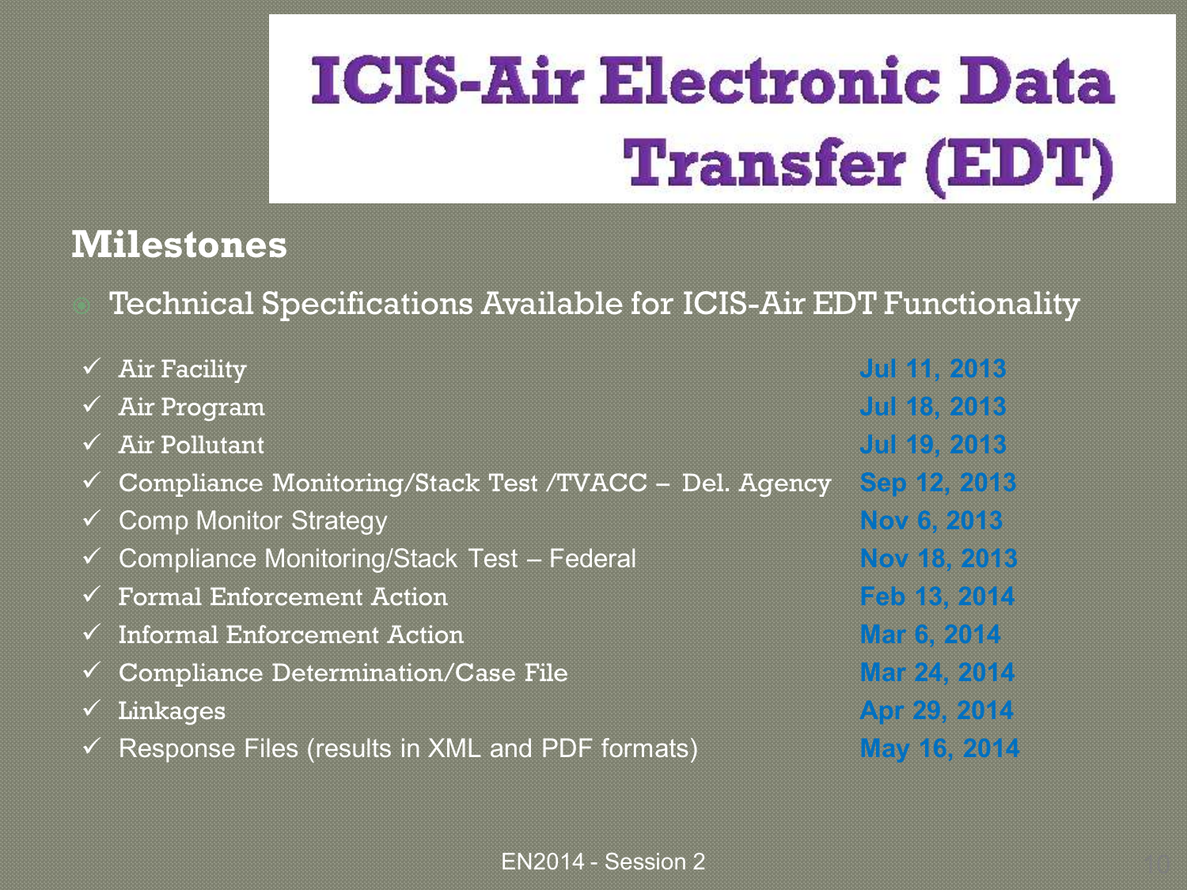# ICIS-Air Electronic Data Transfer (EDT)

## Milestones

- Technical Specifications Available for ICIS-Air EDT Functionality

| | |
|---|---|
| ✓ Air Facility | Jul 11, 2013 |
| ✓ Air Program | Jul 18, 2013 |
| ✓ Air Pollutant | Jul 19, 2013 |
| ✓ Compliance Monitoring/Stack Test /TVACC – Del. Agency | Sep 12, 2013 |
| ✓ Comp Monitor Strategy | Nov 6, 2013 |
| ✓ Compliance Monitoring/Stack Test – Federal | Nov 18, 2013 |
| ✓ Formal Enforcement Action | Feb 13, 2014 |
| ✓ Informal Enforcement Action | Mar 6, 2014 |
| ✓ Compliance Determination/Case File | Mar 24, 2014 |
| ✓ Linkages | Apr 29, 2014 |
| ✓ Response Files (results in XML and PDF formats) | May 16, 2014 |

EN2014 - Session 2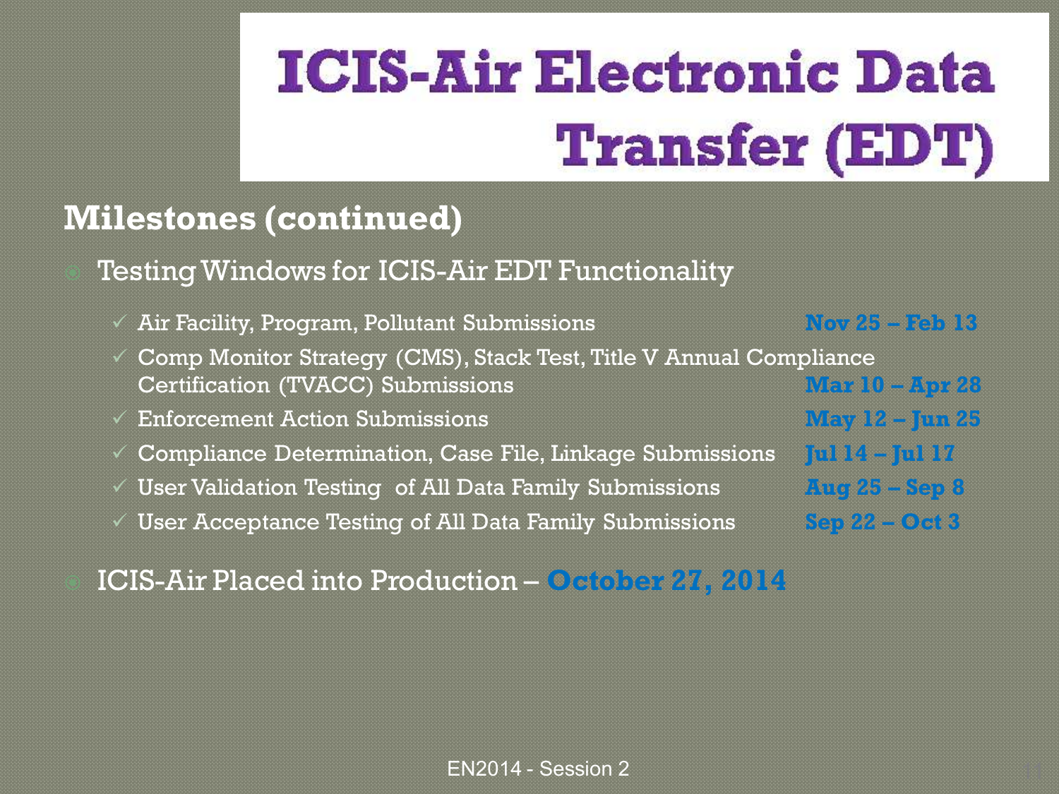# ICIS-Air Electronic Data Transfer (EDT)

## Milestones (continued)

- Testing Windows for ICIS-Air EDT Functionality
  - ✓ Air Facility, Program, Pollutant Submissions — **Nov 25 – Feb 13**
  - ✓ Comp Monitor Strategy (CMS), Stack Test, Title V Annual Compliance Certification (TVACC) Submissions — **Mar 10 – Apr 28**
  - ✓ Enforcement Action Submissions — **May 12 – Jun 25**
  - ✓ Compliance Determination, Case File, Linkage Submissions — **Jul 14 – Jul 17**
  - ✓ User Validation Testing of All Data Family Submissions — **Aug 25 – Sep 8**
  - ✓ User Acceptance Testing of All Data Family Submissions — **Sep 22 – Oct 3**
- ICIS-Air Placed into Production – **October 27, 2014**

EN2014 - Session 2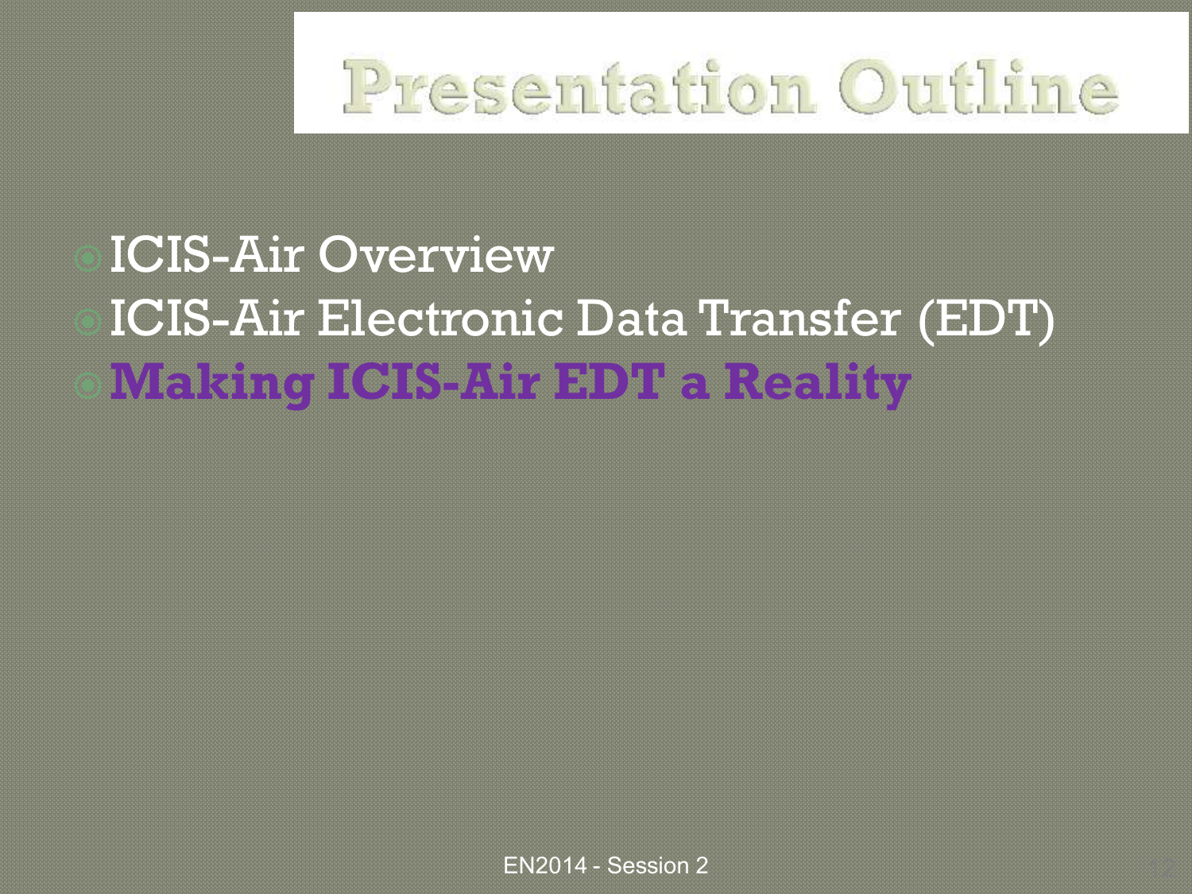# Presentation Outline

- ICIS-Air Overview
- ICIS-Air Electronic Data Transfer (EDT)
- **Making ICIS-Air EDT a Reality**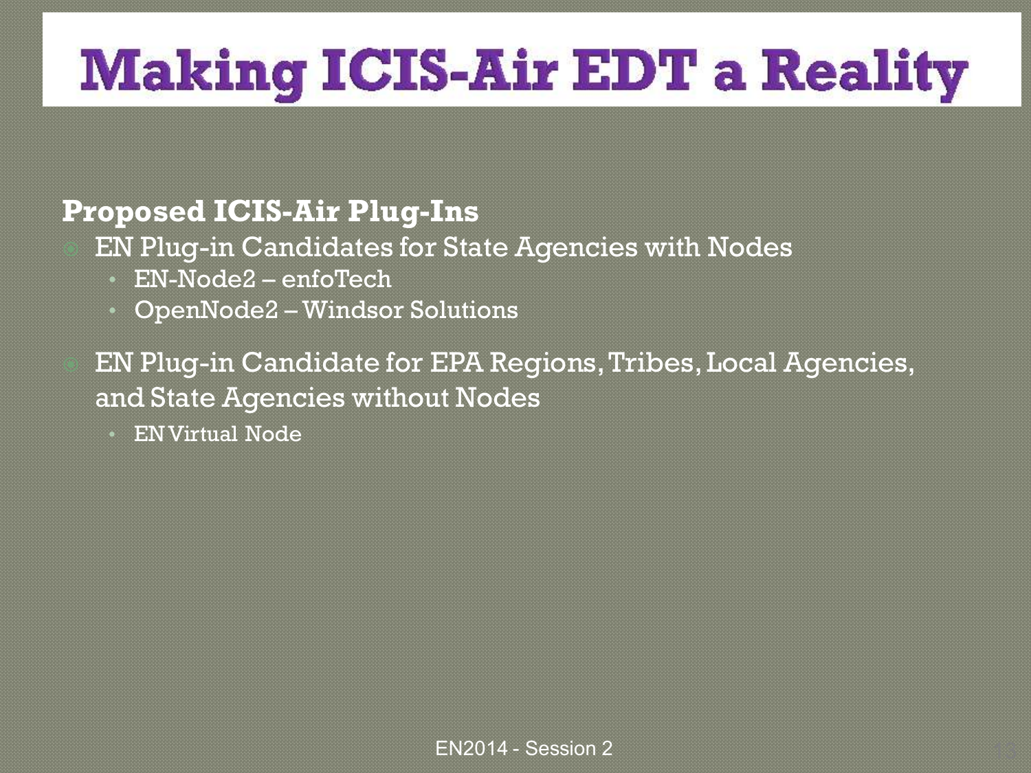# Making ICIS-Air EDT a Reality

**Proposed ICIS-Air Plug-Ins**

- EN Plug-in Candidates for State Agencies with Nodes
  - EN-Node2 – enfoTech
  - OpenNode2 – Windsor Solutions
- EN Plug-in Candidate for EPA Regions, Tribes, Local Agencies, and State Agencies without Nodes
  - EN Virtual Node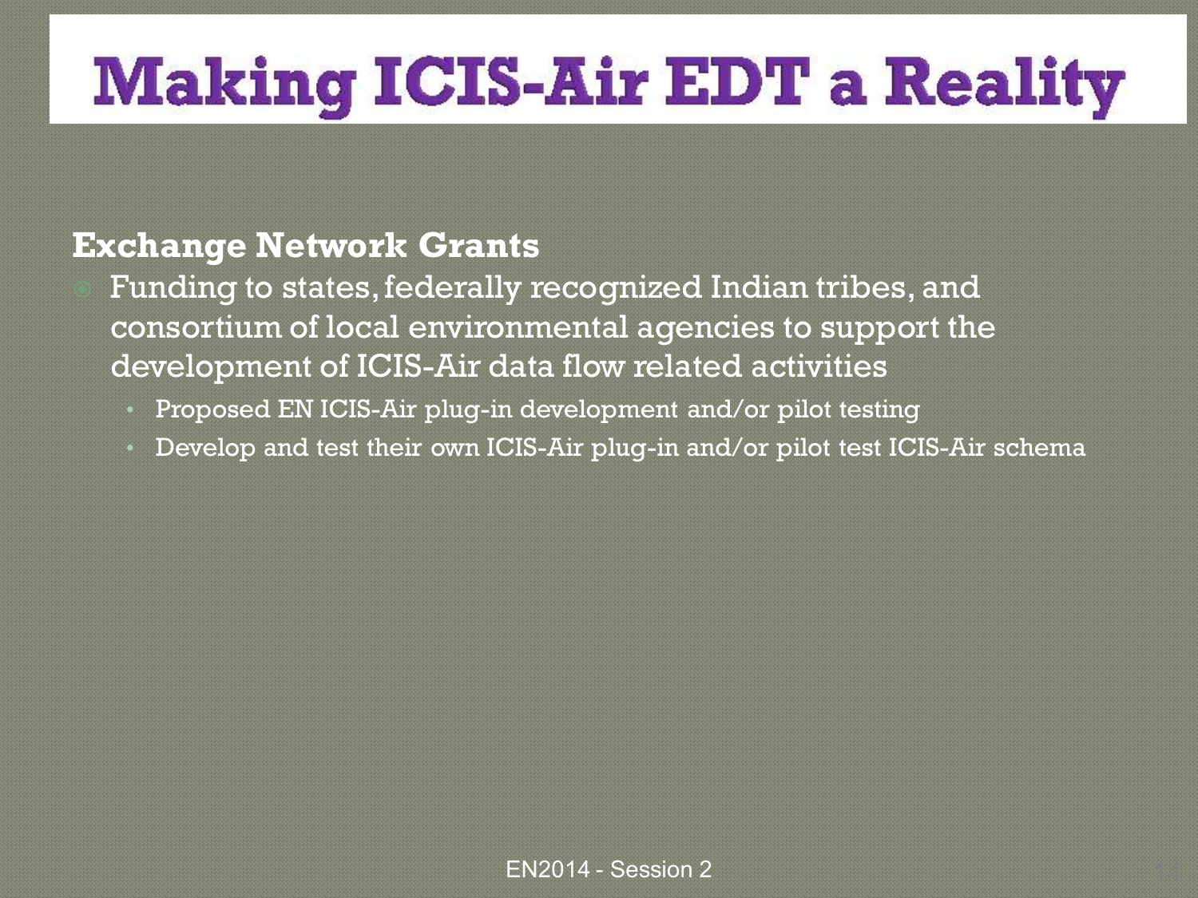# Making ICIS-Air EDT a Reality

**Exchange Network Grants**

- Funding to states, federally recognized Indian tribes, and consortium of local environmental agencies to support the development of ICIS-Air data flow related activities
  - Proposed EN ICIS-Air plug-in development and/or pilot testing
  - Develop and test their own ICIS-Air plug-in and/or pilot test ICIS-Air schema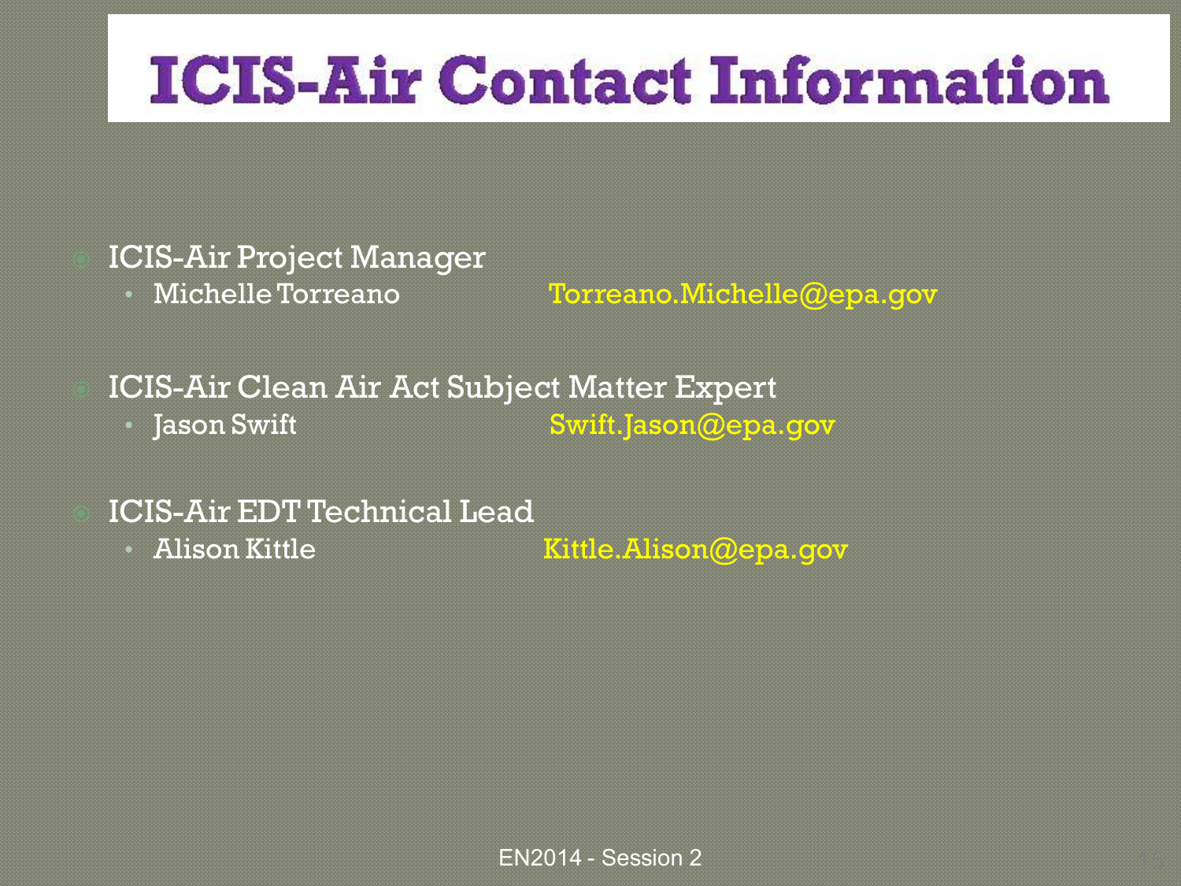# ICIS-Air Contact Information

- ICIS-Air Project Manager
  - Michelle Torreano Torreano.Michelle@epa.gov
- ICIS-Air Clean Air Act Subject Matter Expert
  - Jason Swift Swift.Jason@epa.gov
- ICIS-Air EDT Technical Lead
  - Alison Kittle Kittle.Alison@epa.gov